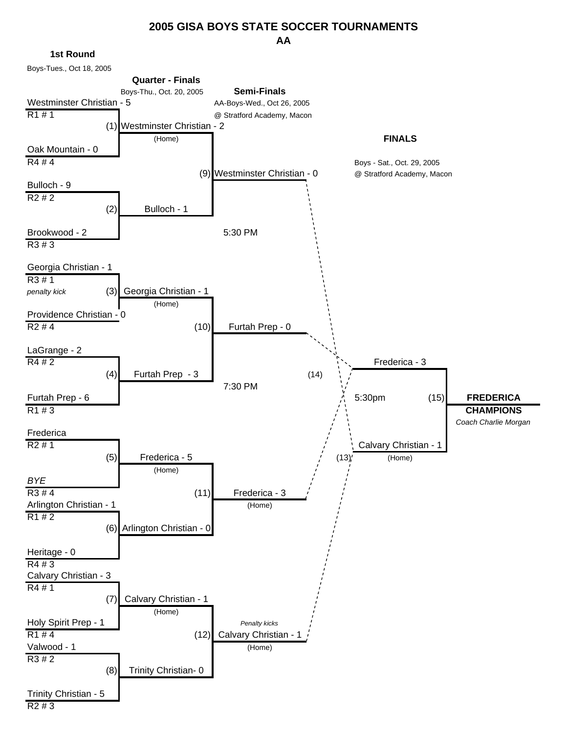# 2005 GISA BOYS STATE SOCCER TOURNAMENTS

## AA

### 1st Round

Boys-Tues., Oct 18, 2005

| Team | Seed |
|---|---|
| Westminster Christian - 5 | R1 # 1 |
| Oak Mountain - 0 | R4 # 4 |
| Bulloch - 9 | R2 # 2 |
| Brookwood - 2 | R3 # 3 |
| Georgia Christian - 1 (*penalty kick*) | R3 # 1 |
| Providence Christian - 0 | R2 # 4 |
| LaGrange - 2 | R4 # 2 |
| Furtah Prep - 6 | R1 # 3 |
| Frederica | R2 # 1 |
| *BYE* | R3 # 4 |
| Arlington Christian - 1 | R1 # 2 |
| Heritage - 0 | R4 # 3 |
| Calvary Christian - 3 | R4 # 1 |
| Holy Spirit Prep - 1 | R1 # 4 |
| Valwood - 1 | R3 # 2 |
| Trinity Christian - 5 | R2 # 3 |

### Quarter - Finals

Boys-Thu., Oct. 20, 2005

- (1) Westminster Christian - 2 (Home)
- (2) Bulloch - 1
- (3) Georgia Christian - 1 (Home)
- (4) Furtah Prep - 3
- (5) Frederica - 5 (Home)
- (6) Arlington Christian - 0
- (7) Calvary Christian - 1 (Home)
- (8) Trinity Christian- 0

### Semi-Finals

AA-Boys-Wed., Oct 26, 2005

@ Stratford Academy, Macon

- (9) Westminster Christian - 0
- (10) Furtah Prep - 0
- 5:30 PM
- 7:30 PM
- (11) Frederica - 3 (Home)
- (12) *Penalty kicks* Calvary Christian - 1 (Home)

### FINALS

Boys - Sat., Oct. 29, 2005

@ Stratford Academy, Macon

- (14) Frederica - 3
- (13) Calvary Christian - 1 (Home)
- 5:30pm
- (15) **FREDERICA CHAMPIONS**

*Coach Charlie Morgan*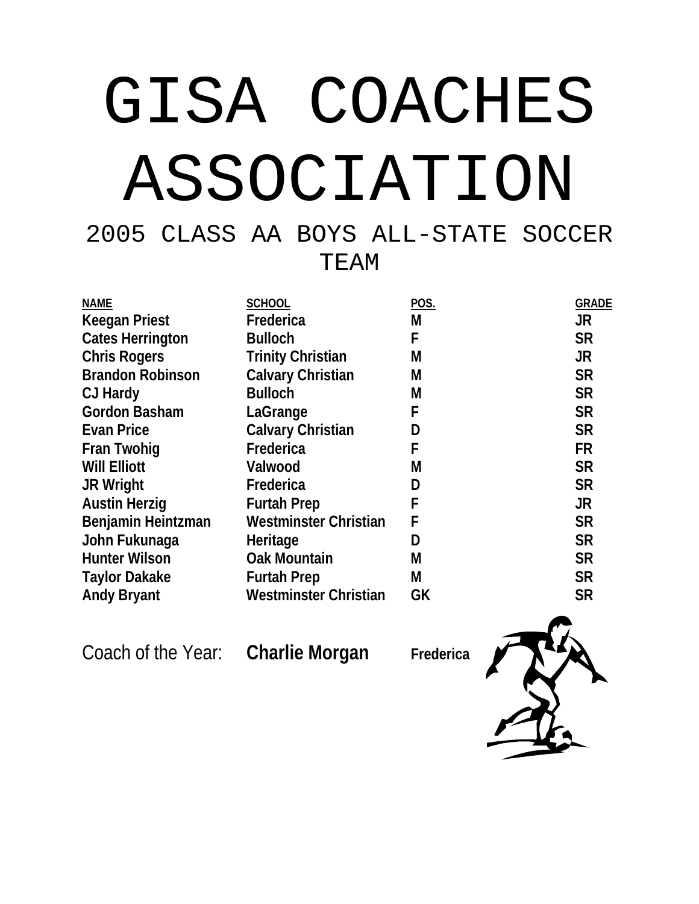# GISA COACHES ASSOCIATION

## 2005 CLASS AA BOYS ALL-STATE SOCCER TEAM

| NAME | SCHOOL | POS. | GRADE |
|---|---|---|---|
| **Keegan Priest** | **Frederica** | **M** | **JR** |
| **Cates Herrington** | **Bulloch** | **F** | **SR** |
| **Chris Rogers** | **Trinity Christian** | **M** | **JR** |
| **Brandon Robinson** | **Calvary Christian** | **M** | **SR** |
| **CJ Hardy** | **Bulloch** | **M** | **SR** |
| **Gordon Basham** | **LaGrange** | **F** | **SR** |
| **Evan Price** | **Calvary Christian** | **D** | **SR** |
| **Fran Twohig** | **Frederica** | **F** | **FR** |
| **Will Elliott** | **Valwood** | **M** | **SR** |
| **JR Wright** | **Frederica** | **D** | **SR** |
| **Austin Herzig** | **Furtah Prep** | **F** | **JR** |
| **Benjamin Heintzman** | **Westminster Christian** | **F** | **SR** |
| **John Fukunaga** | **Heritage** | **D** | **SR** |
| **Hunter Wilson** | **Oak Mountain** | **M** | **SR** |
| **Taylor Dakake** | **Furtah Prep** | **M** | **SR** |
| **Andy Bryant** | **Westminster Christian** | **GK** | **SR** |

Coach of the Year: **Charlie Morgan** **Frederica**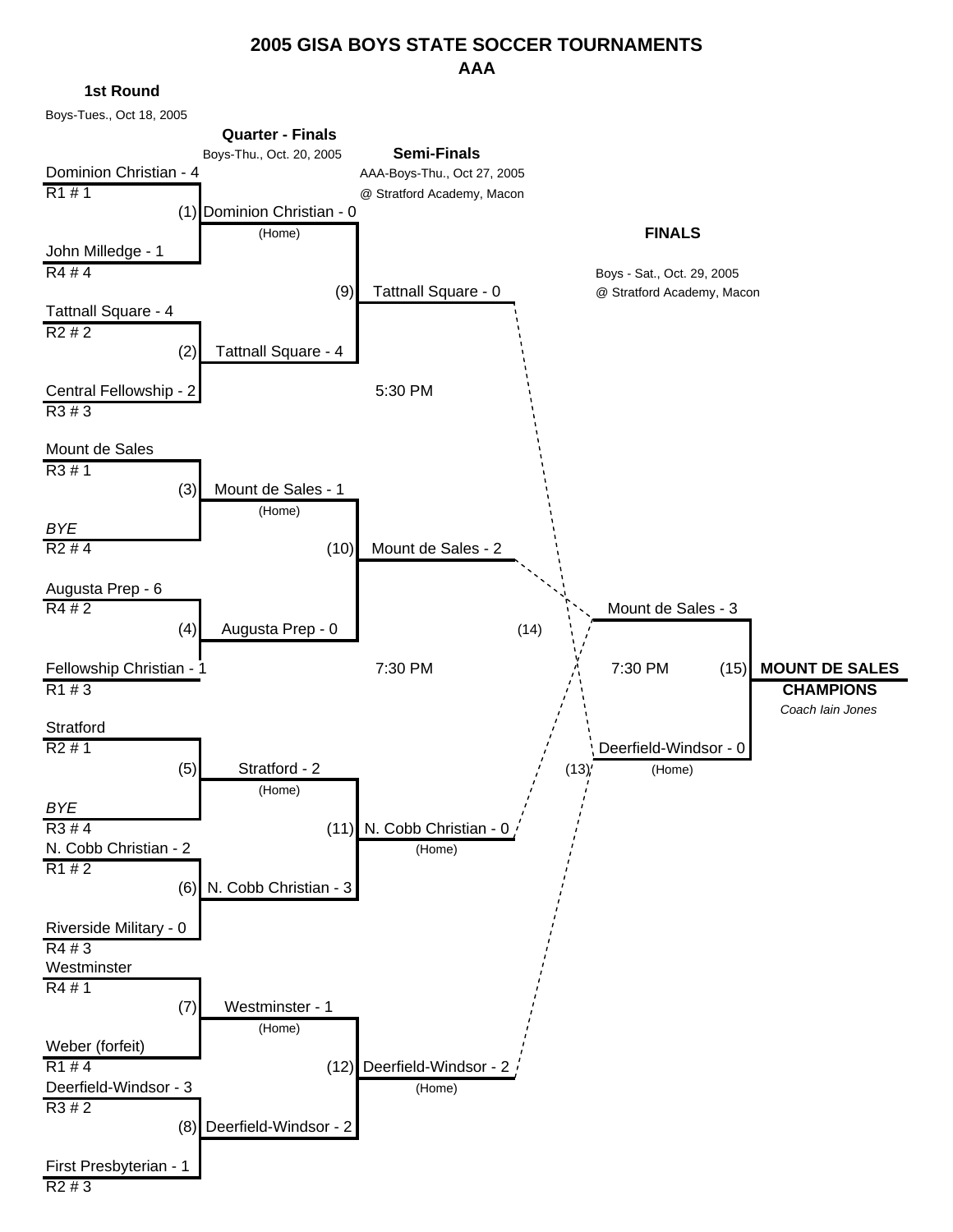# 2005 GISA BOYS STATE SOCCER TOURNAMENTS

## AAA

### 1st Round

Boys-Tues., Oct 18, 2005

### Quarter - Finals

Boys-Thu., Oct. 20, 2005

### Semi-Finals

AAA-Boys-Thu., Oct 27, 2005
@ Stratford Academy, Macon

### FINALS

Boys - Sat., Oct. 29, 2005
@ Stratford Academy, Macon

**1st Round**

| Game | Team 1 | Team 2 |
|---|---|---|
| (1) | Dominion Christian - 4 (R1 # 1) | John Milledge - 1 (R4 # 4) |
| (2) | Tattnall Square - 4 (R2 # 2) | Central Fellowship - 2 (R3 # 3) |
| (3) | Mount de Sales (R3 # 1) | *BYE* (R2 # 4) |
| (4) | Augusta Prep - 6 (R4 # 2) | Fellowship Christian - 1 (R1 # 3) |
| (5) | Stratford (R2 # 1) | *BYE* (R3 # 4) |
| (6) | N. Cobb Christian - 2 (R1 # 2) | Riverside Military - 0 (R4 # 3) |
| (7) | Westminster (R4 # 1) | Weber (forfeit) (R1 # 4) |
| (8) | Deerfield-Windsor - 3 (R3 # 2) | First Presbyterian - 1 (R2 # 3) |

**Quarter - Finals**

| Game | Team 1 | Team 2 |
|---|---|---|
| (9) | Dominion Christian - 0 (Home) | Tattnall Square - 4 |
| (10) | Mount de Sales - 1 (Home) | Augusta Prep - 0 |
| (11) | Stratford - 2 (Home) | N. Cobb Christian - 3 |
| (12) | Westminster - 1 (Home) | Deerfield-Windsor - 2 |

**Semi-Finals**

| Game | Team 1 | Team 2 | Time |
|---|---|---|---|
| (13) | Tattnall Square - 0 | Deerfield-Windsor - 2 (Home) | 5:30 PM |
| (14) | Mount de Sales - 2 | N. Cobb Christian - 0 (Home) | 7:30 PM |

**Finals**

| Game | Team 1 | Team 2 | Time |
|---|---|---|---|
| (15) | Mount de Sales - 3 | Deerfield-Windsor - 0 (Home) | 7:30 PM |

**MOUNT DE SALES**
**CHAMPIONS**
*Coach Iain Jones*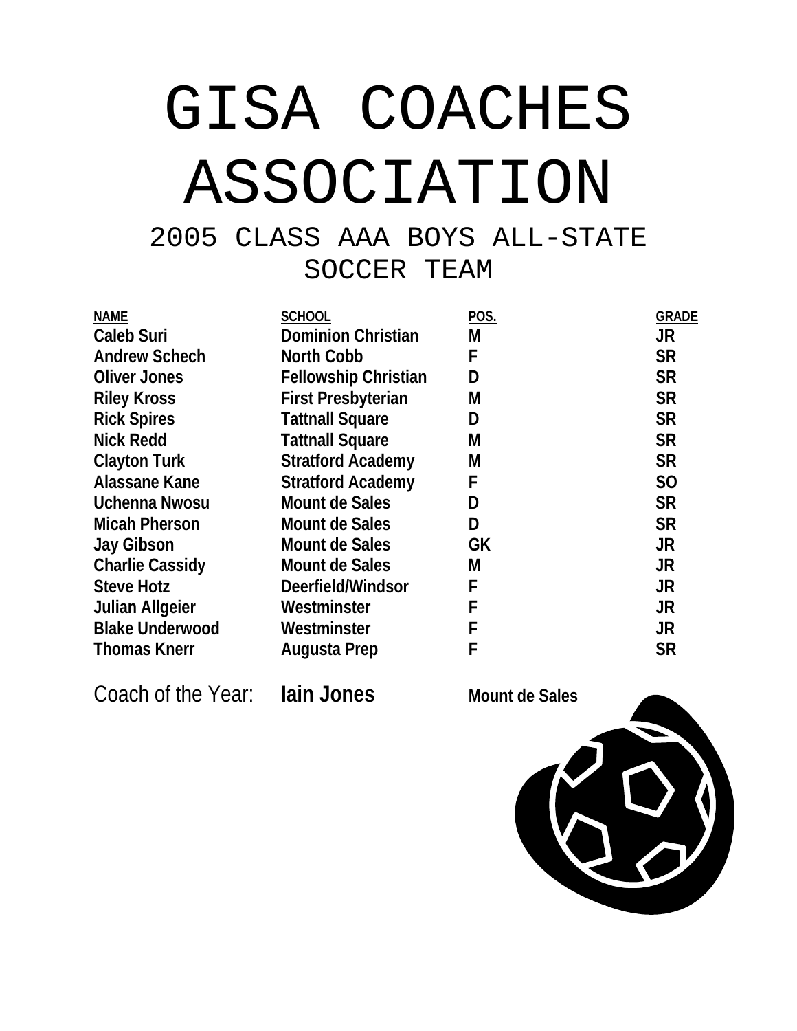# GISA COACHES ASSOCIATION

## 2005 CLASS AAA BOYS ALL-STATE SOCCER TEAM

| NAME | SCHOOL | POS. | GRADE |
|---|---|---|---|
| Caleb Suri | Dominion Christian | M | JR |
| Andrew Schech | North Cobb | F | SR |
| Oliver Jones | Fellowship Christian | D | SR |
| Riley Kross | First Presbyterian | M | SR |
| Rick Spires | Tattnall Square | D | SR |
| Nick Redd | Tattnall Square | M | SR |
| Clayton Turk | Stratford Academy | M | SR |
| Alassane Kane | Stratford Academy | F | SO |
| Uchenna Nwosu | Mount de Sales | D | SR |
| Micah Pherson | Mount de Sales | D | SR |
| Jay Gibson | Mount de Sales | GK | JR |
| Charlie Cassidy | Mount de Sales | M | JR |
| Steve Hotz | Deerfield/Windsor | F | JR |
| Julian Allgeier | Westminster | F | JR |
| Blake Underwood | Westminster | F | JR |
| Thomas Knerr | Augusta Prep | F | SR |

Coach of the Year: **Iain Jones** **Mount de Sales**